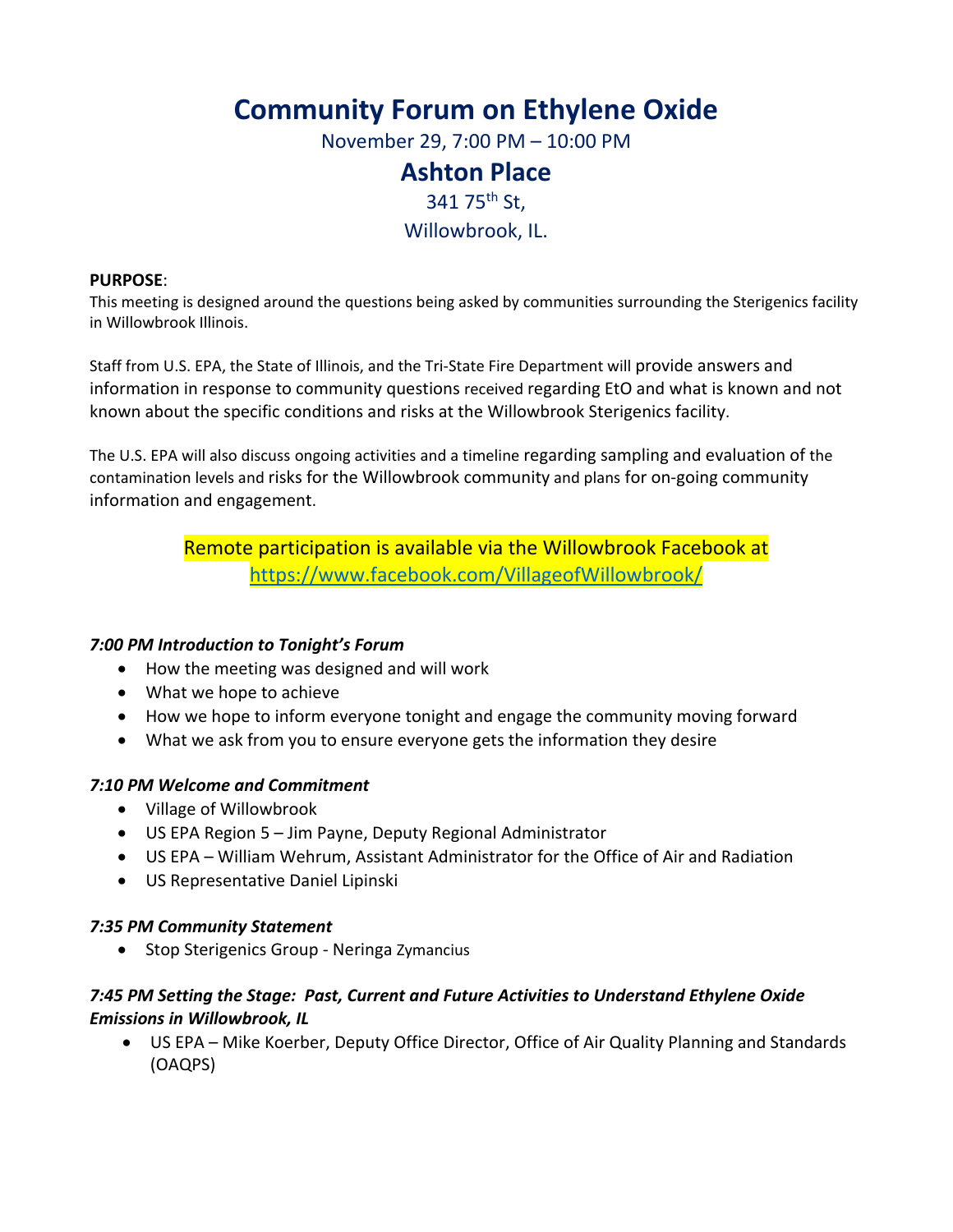# Community Forum on Ethylene Oxide

November 29, 7:00 PM – 10:00 PM

## Ashton Place

341 75th St,

Willowbrook, IL.

**PURPOSE**:

This meeting is designed around the questions being asked by communities surrounding the Sterigenics facility in Willowbrook Illinois.

Staff from U.S. EPA, the State of Illinois, and the Tri-State Fire Department will provide answers and information in response to community questions received regarding EtO and what is known and not known about the specific conditions and risks at the Willowbrook Sterigenics facility.

The U.S. EPA will also discuss ongoing activities and a timeline regarding sampling and evaluation of the contamination levels and risks for the Willowbrook community and plans for on-going community information and engagement.

Remote participation is available via the Willowbrook Facebook at https://www.facebook.com/VillageofWillowbrook/

***7:00 PM Introduction to Tonight's Forum***

- How the meeting was designed and will work
- What we hope to achieve
- How we hope to inform everyone tonight and engage the community moving forward
- What we ask from you to ensure everyone gets the information they desire

***7:10 PM Welcome and Commitment***

- Village of Willowbrook
- US EPA Region 5 – Jim Payne, Deputy Regional Administrator
- US EPA – William Wehrum, Assistant Administrator for the Office of Air and Radiation
- US Representative Daniel Lipinski

***7:35 PM Community Statement***

- Stop Sterigenics Group - Neringa Zymancius

***7:45 PM Setting the Stage: Past, Current and Future Activities to Understand Ethylene Oxide Emissions in Willowbrook, IL***

- US EPA – Mike Koerber, Deputy Office Director, Office of Air Quality Planning and Standards (OAQPS)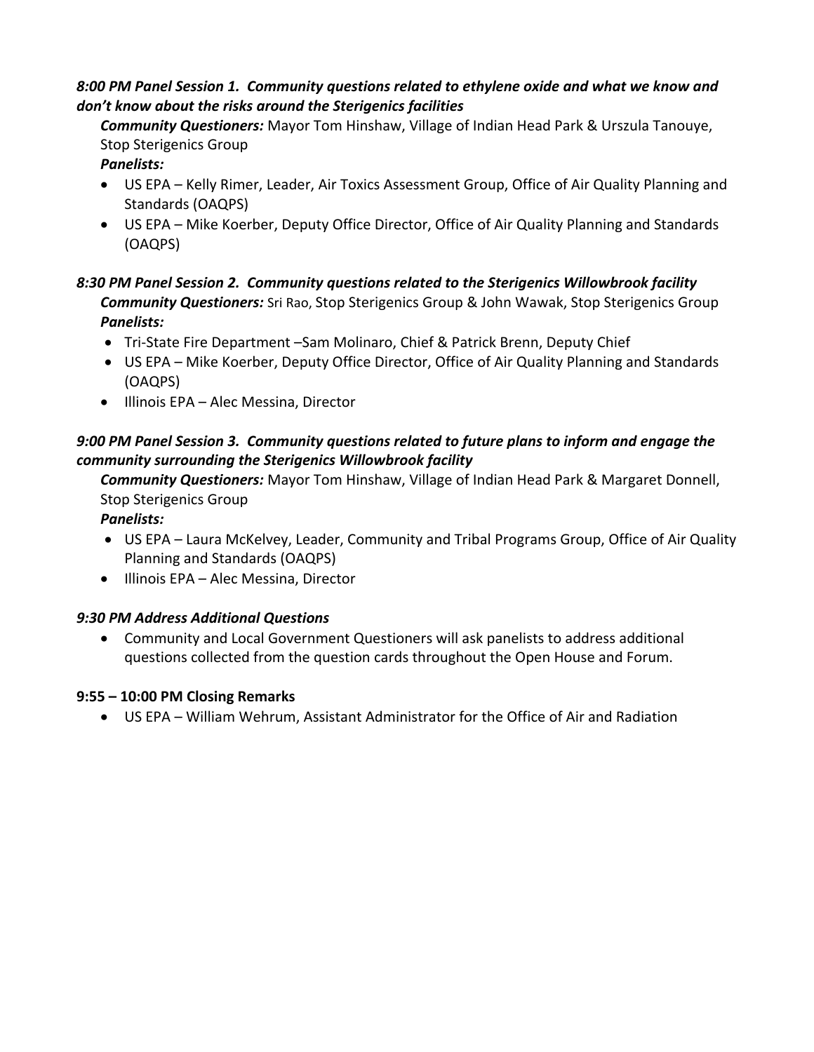***8:00 PM Panel Session 1. Community questions related to ethylene oxide and what we know and don't know about the risks around the Sterigenics facilities***

***Community Questioners:*** Mayor Tom Hinshaw, Village of Indian Head Park & Urszula Tanouye, Stop Sterigenics Group

***Panelists:***

- US EPA – Kelly Rimer, Leader, Air Toxics Assessment Group, Office of Air Quality Planning and Standards (OAQPS)
- US EPA – Mike Koerber, Deputy Office Director, Office of Air Quality Planning and Standards (OAQPS)

***8:30 PM Panel Session 2. Community questions related to the Sterigenics Willowbrook facility***

***Community Questioners:*** Sri Rao, Stop Sterigenics Group & John Wawak, Stop Sterigenics Group

***Panelists:***

- Tri-State Fire Department –Sam Molinaro, Chief & Patrick Brenn, Deputy Chief
- US EPA – Mike Koerber, Deputy Office Director, Office of Air Quality Planning and Standards (OAQPS)
- Illinois EPA – Alec Messina, Director

***9:00 PM Panel Session 3. Community questions related to future plans to inform and engage the community surrounding the Sterigenics Willowbrook facility***

***Community Questioners:*** Mayor Tom Hinshaw, Village of Indian Head Park & Margaret Donnell, Stop Sterigenics Group

***Panelists:***

- US EPA – Laura McKelvey, Leader, Community and Tribal Programs Group, Office of Air Quality Planning and Standards (OAQPS)
- Illinois EPA – Alec Messina, Director

***9:30 PM Address Additional Questions***

- Community and Local Government Questioners will ask panelists to address additional questions collected from the question cards throughout the Open House and Forum.

**9:55 – 10:00 PM Closing Remarks**

- US EPA – William Wehrum, Assistant Administrator for the Office of Air and Radiation